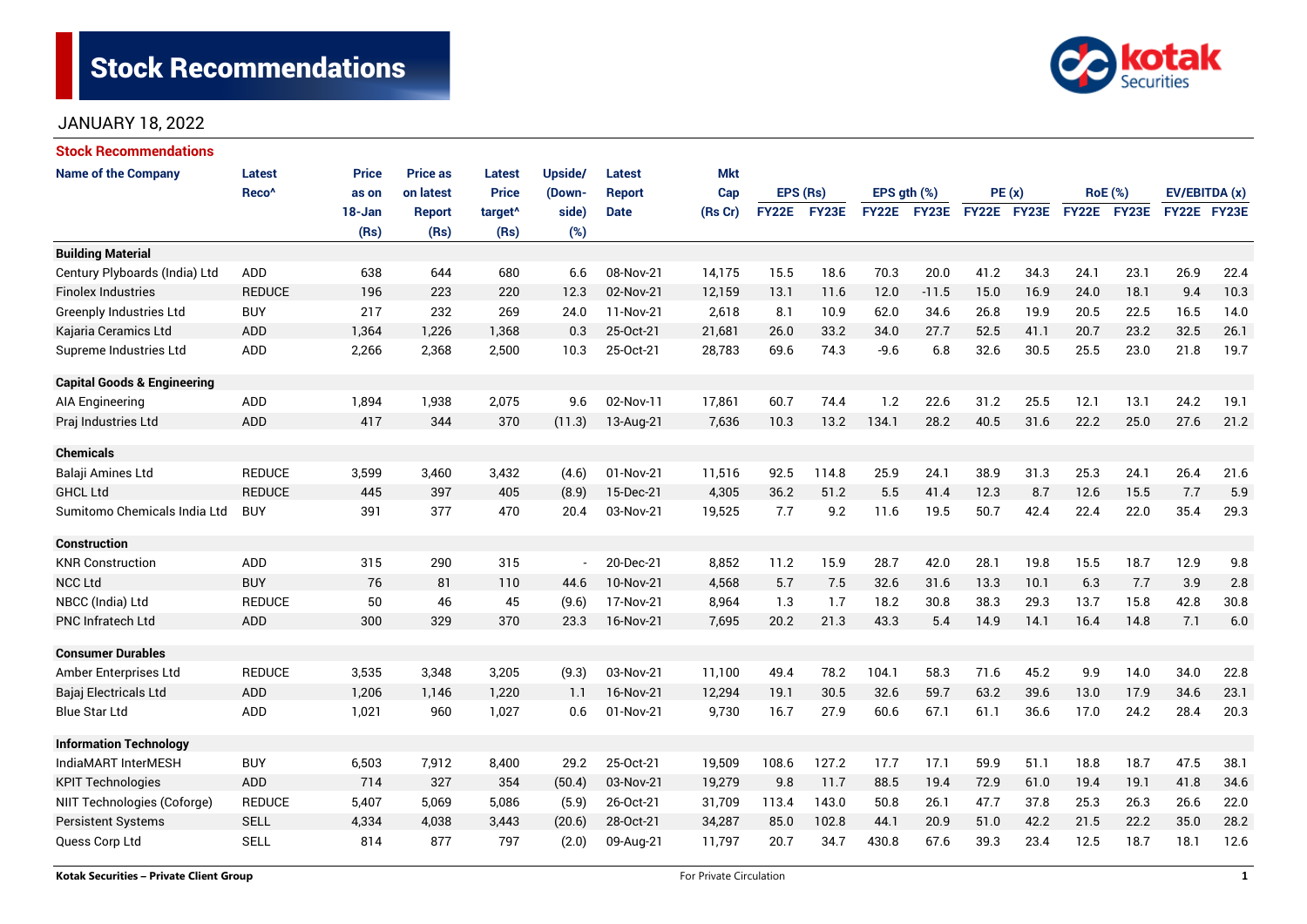# Stock Recommendations

JANUARY 18, 2022

## Stock Recommendations

| Name of the Company | Latest Reco^ | Price as on 18-Jan (Rs) | Price as on latest Report (Rs) | Latest Price target^ (Rs) | Upside/ (Down-side) (%) | Latest Report Date | Mkt Cap (Rs Cr) | EPS (Rs) | | EPS gth (%) | | PE (x) | | RoE (%) | | EV/EBITDA (x) | |
|---|---|---|---|---|---|---|---|---|---|---|---|---|---|---|---|---|---|
| | | | | | | | | FY22E | FY23E | FY22E | FY23E | FY22E | FY23E | FY22E | FY23E | FY22E | FY23E |
| **Building Material** | | | | | | | | | | | | | | | | | |
| Century Plyboards (India) Ltd | ADD | 638 | 644 | 680 | 6.6 | 08-Nov-21 | 14,175 | 15.5 | 18.6 | 70.3 | 20.0 | 41.2 | 34.3 | 24.1 | 23.1 | 26.9 | 22.4 |
| Finolex Industries | REDUCE | 196 | 223 | 220 | 12.3 | 02-Nov-21 | 12,159 | 13.1 | 11.6 | 12.0 | -11.5 | 15.0 | 16.9 | 24.0 | 18.1 | 9.4 | 10.3 |
| Greenply Industries Ltd | BUY | 217 | 232 | 269 | 24.0 | 11-Nov-21 | 2,618 | 8.1 | 10.9 | 62.0 | 34.6 | 26.8 | 19.9 | 20.5 | 22.5 | 16.5 | 14.0 |
| Kajaria Ceramics Ltd | ADD | 1,364 | 1,226 | 1,368 | 0.3 | 25-Oct-21 | 21,681 | 26.0 | 33.2 | 34.0 | 27.7 | 52.5 | 41.1 | 20.7 | 23.2 | 32.5 | 26.1 |
| Supreme Industries Ltd | ADD | 2,266 | 2,368 | 2,500 | 10.3 | 25-Oct-21 | 28,783 | 69.6 | 74.3 | -9.6 | 6.8 | 32.6 | 30.5 | 25.5 | 23.0 | 21.8 | 19.7 |
| **Capital Goods & Engineering** | | | | | | | | | | | | | | | | | |
| AIA Engineering | ADD | 1,894 | 1,938 | 2,075 | 9.6 | 02-Nov-11 | 17,861 | 60.7 | 74.4 | 1.2 | 22.6 | 31.2 | 25.5 | 12.1 | 13.1 | 24.2 | 19.1 |
| Praj Industries Ltd | ADD | 417 | 344 | 370 | (11.3) | 13-Aug-21 | 7,636 | 10.3 | 13.2 | 134.1 | 28.2 | 40.5 | 31.6 | 22.2 | 25.0 | 27.6 | 21.2 |
| **Chemicals** | | | | | | | | | | | | | | | | | |
| Balaji Amines Ltd | REDUCE | 3,599 | 3,460 | 3,432 | (4.6) | 01-Nov-21 | 11,516 | 92.5 | 114.8 | 25.9 | 24.1 | 38.9 | 31.3 | 25.3 | 24.1 | 26.4 | 21.6 |
| GHCL Ltd | REDUCE | 445 | 397 | 405 | (8.9) | 15-Dec-21 | 4,305 | 36.2 | 51.2 | 5.5 | 41.4 | 12.3 | 8.7 | 12.6 | 15.5 | 7.7 | 5.9 |
| Sumitomo Chemicals India Ltd | BUY | 391 | 377 | 470 | 20.4 | 03-Nov-21 | 19,525 | 7.7 | 9.2 | 11.6 | 19.5 | 50.7 | 42.4 | 22.4 | 22.0 | 35.4 | 29.3 |
| **Construction** | | | | | | | | | | | | | | | | | |
| KNR Construction | ADD | 315 | 290 | 315 | - | 20-Dec-21 | 8,852 | 11.2 | 15.9 | 28.7 | 42.0 | 28.1 | 19.8 | 15.5 | 18.7 | 12.9 | 9.8 |
| NCC Ltd | BUY | 76 | 81 | 110 | 44.6 | 10-Nov-21 | 4,568 | 5.7 | 7.5 | 32.6 | 31.6 | 13.3 | 10.1 | 6.3 | 7.7 | 3.9 | 2.8 |
| NBCC (India) Ltd | REDUCE | 50 | 46 | 45 | (9.6) | 17-Nov-21 | 8,964 | 1.3 | 1.7 | 18.2 | 30.8 | 38.3 | 29.3 | 13.7 | 15.8 | 42.8 | 30.8 |
| PNC Infratech Ltd | ADD | 300 | 329 | 370 | 23.3 | 16-Nov-21 | 7,695 | 20.2 | 21.3 | 43.3 | 5.4 | 14.9 | 14.1 | 16.4 | 14.8 | 7.1 | 6.0 |
| **Consumer Durables** | | | | | | | | | | | | | | | | | |
| Amber Enterprises Ltd | REDUCE | 3,535 | 3,348 | 3,205 | (9.3) | 03-Nov-21 | 11,100 | 49.4 | 78.2 | 104.1 | 58.3 | 71.6 | 45.2 | 9.9 | 14.0 | 34.0 | 22.8 |
| Bajaj Electricals Ltd | ADD | 1,206 | 1,146 | 1,220 | 1.1 | 16-Nov-21 | 12,294 | 19.1 | 30.5 | 32.6 | 59.7 | 63.2 | 39.6 | 13.0 | 17.9 | 34.6 | 23.1 |
| Blue Star Ltd | ADD | 1,021 | 960 | 1,027 | 0.6 | 01-Nov-21 | 9,730 | 16.7 | 27.9 | 60.6 | 67.1 | 61.1 | 36.6 | 17.0 | 24.2 | 28.4 | 20.3 |
| **Information Technology** | | | | | | | | | | | | | | | | | |
| IndiaMART InterMESH | BUY | 6,503 | 7,912 | 8,400 | 29.2 | 25-Oct-21 | 19,509 | 108.6 | 127.2 | 17.7 | 17.1 | 59.9 | 51.1 | 18.8 | 18.7 | 47.5 | 38.1 |
| KPIT Technologies | ADD | 714 | 327 | 354 | (50.4) | 03-Nov-21 | 19,279 | 9.8 | 11.7 | 88.5 | 19.4 | 72.9 | 61.0 | 19.4 | 19.1 | 41.8 | 34.6 |
| NIIT Technologies (Coforge) | REDUCE | 5,407 | 5,069 | 5,086 | (5.9) | 26-Oct-21 | 31,709 | 113.4 | 143.0 | 50.8 | 26.1 | 47.7 | 37.8 | 25.3 | 26.3 | 26.6 | 22.0 |
| Persistent Systems | SELL | 4,334 | 4,038 | 3,443 | (20.6) | 28-Oct-21 | 34,287 | 85.0 | 102.8 | 44.1 | 20.9 | 51.0 | 42.2 | 21.5 | 22.2 | 35.0 | 28.2 |
| Quess Corp Ltd | SELL | 814 | 877 | 797 | (2.0) | 09-Aug-21 | 11,797 | 20.7 | 34.7 | 430.8 | 67.6 | 39.3 | 23.4 | 12.5 | 18.7 | 18.1 | 12.6 |

Kotak Securities – Private Client Group

For Private Circulation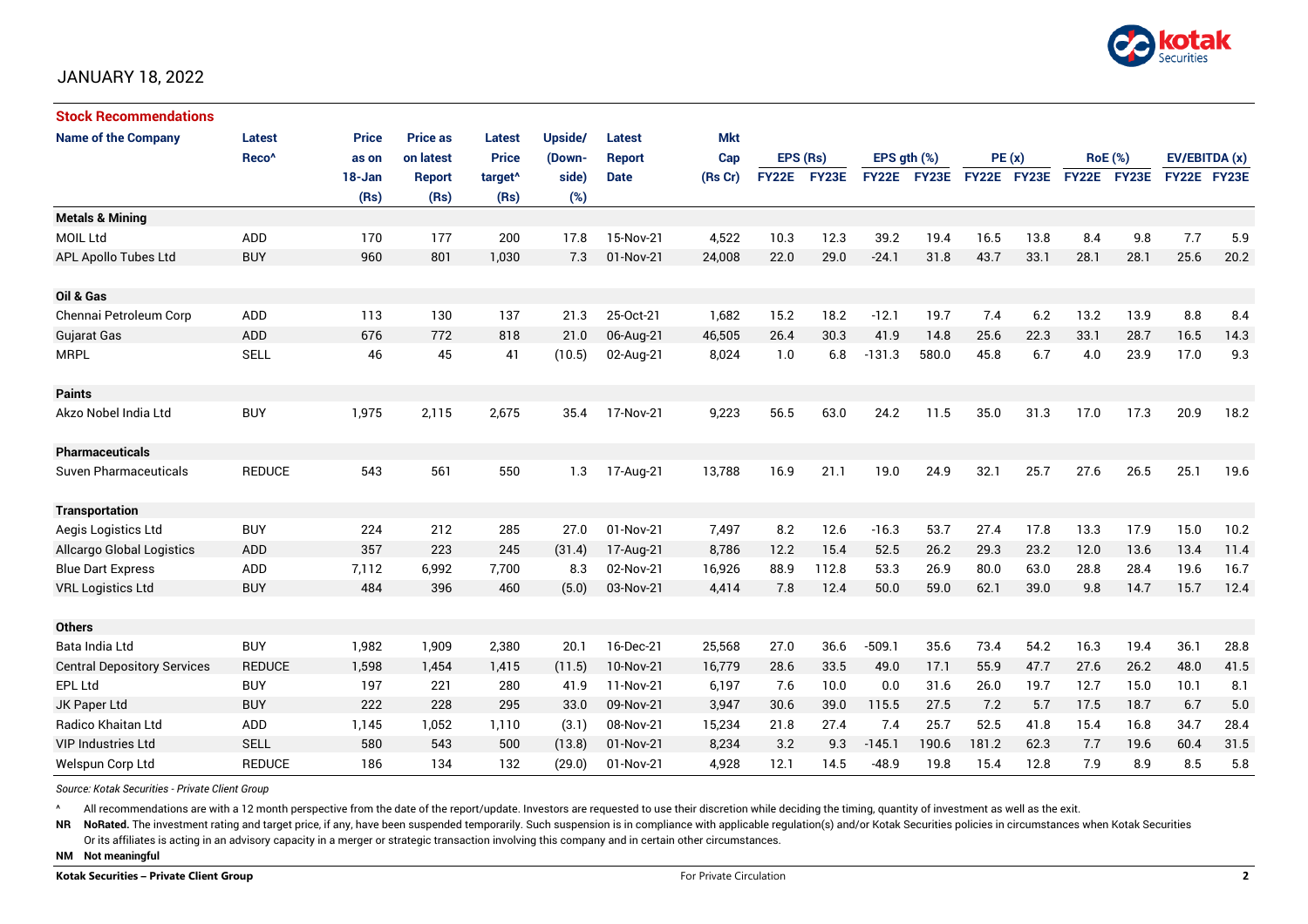JANUARY 18, 2022

## Stock Recommendations

| Name of the Company | Latest Reco^ | Price as on 18-Jan (Rs) | Price as on latest Report (Rs) | Latest Price target^ (Rs) | Upside/ (Down-side) (%) | Latest Report Date | Mkt Cap (Rs Cr) | EPS (Rs) | | EPS gth (%) | | PE (x) | | RoE (%) | | EV/EBITDA (x) | |
|---|---|---|---|---|---|---|---|---|---|---|---|---|---|---|---|---|---|
| | | | | | | | | FY22E | FY23E | FY22E | FY23E | FY22E | FY23E | FY22E | FY23E | FY22E | FY23E |
| **Metals & Mining** | | | | | | | | | | | | | | | | | |
| MOIL Ltd | ADD | 170 | 177 | 200 | 17.8 | 15-Nov-21 | 4,522 | 10.3 | 12.3 | 39.2 | 19.4 | 16.5 | 13.8 | 8.4 | 9.8 | 7.7 | 5.9 |
| APL Apollo Tubes Ltd | BUY | 960 | 801 | 1,030 | 7.3 | 01-Nov-21 | 24,008 | 22.0 | 29.0 | -24.1 | 31.8 | 43.7 | 33.1 | 28.1 | 28.1 | 25.6 | 20.2 |
| **Oil & Gas** | | | | | | | | | | | | | | | | | |
| Chennai Petroleum Corp | ADD | 113 | 130 | 137 | 21.3 | 25-Oct-21 | 1,682 | 15.2 | 18.2 | -12.1 | 19.7 | 7.4 | 6.2 | 13.2 | 13.9 | 8.8 | 8.4 |
| Gujarat Gas | ADD | 676 | 772 | 818 | 21.0 | 06-Aug-21 | 46,505 | 26.4 | 30.3 | 41.9 | 14.8 | 25.6 | 22.3 | 33.1 | 28.7 | 16.5 | 14.3 |
| MRPL | SELL | 46 | 45 | 41 | (10.5) | 02-Aug-21 | 8,024 | 1.0 | 6.8 | -131.3 | 580.0 | 45.8 | 6.7 | 4.0 | 23.9 | 17.0 | 9.3 |
| **Paints** | | | | | | | | | | | | | | | | | |
| Akzo Nobel India Ltd | BUY | 1,975 | 2,115 | 2,675 | 35.4 | 17-Nov-21 | 9,223 | 56.5 | 63.0 | 24.2 | 11.5 | 35.0 | 31.3 | 17.0 | 17.3 | 20.9 | 18.2 |
| **Pharmaceuticals** | | | | | | | | | | | | | | | | | |
| Suven Pharmaceuticals | REDUCE | 543 | 561 | 550 | 1.3 | 17-Aug-21 | 13,788 | 16.9 | 21.1 | 19.0 | 24.9 | 32.1 | 25.7 | 27.6 | 26.5 | 25.1 | 19.6 |
| **Transportation** | | | | | | | | | | | | | | | | | |
| Aegis Logistics Ltd | BUY | 224 | 212 | 285 | 27.0 | 01-Nov-21 | 7,497 | 8.2 | 12.6 | -16.3 | 53.7 | 27.4 | 17.8 | 13.3 | 17.9 | 15.0 | 10.2 |
| Allcargo Global Logistics | ADD | 357 | 223 | 245 | (31.4) | 17-Aug-21 | 8,786 | 12.2 | 15.4 | 52.5 | 26.2 | 29.3 | 23.2 | 12.0 | 13.6 | 13.4 | 11.4 |
| Blue Dart Express | ADD | 7,112 | 6,992 | 7,700 | 8.3 | 02-Nov-21 | 16,926 | 88.9 | 112.8 | 53.3 | 26.9 | 80.0 | 63.0 | 28.8 | 28.4 | 19.6 | 16.7 |
| VRL Logistics Ltd | BUY | 484 | 396 | 460 | (5.0) | 03-Nov-21 | 4,414 | 7.8 | 12.4 | 50.0 | 59.0 | 62.1 | 39.0 | 9.8 | 14.7 | 15.7 | 12.4 |
| **Others** | | | | | | | | | | | | | | | | | |
| Bata India Ltd | BUY | 1,982 | 1,909 | 2,380 | 20.1 | 16-Dec-21 | 25,568 | 27.0 | 36.6 | -509.1 | 35.6 | 73.4 | 54.2 | 16.3 | 19.4 | 36.1 | 28.8 |
| Central Depository Services | REDUCE | 1,598 | 1,454 | 1,415 | (11.5) | 10-Nov-21 | 16,779 | 28.6 | 33.5 | 49.0 | 17.1 | 55.9 | 47.7 | 27.6 | 26.2 | 48.0 | 41.5 |
| EPL Ltd | BUY | 197 | 221 | 280 | 41.9 | 11-Nov-21 | 6,197 | 7.6 | 10.0 | 0.0 | 31.6 | 26.0 | 19.7 | 12.7 | 15.0 | 10.1 | 8.1 |
| JK Paper Ltd | BUY | 222 | 228 | 295 | 33.0 | 09-Nov-21 | 3,947 | 30.6 | 39.0 | 115.5 | 27.5 | 7.2 | 5.7 | 17.5 | 18.7 | 6.7 | 5.0 |
| Radico Khaitan Ltd | ADD | 1,145 | 1,052 | 1,110 | (3.1) | 08-Nov-21 | 15,234 | 21.8 | 27.4 | 7.4 | 25.7 | 52.5 | 41.8 | 15.4 | 16.8 | 34.7 | 28.4 |
| VIP Industries Ltd | SELL | 580 | 543 | 500 | (13.8) | 01-Nov-21 | 8,234 | 3.2 | 9.3 | -145.1 | 190.6 | 181.2 | 62.3 | 7.7 | 19.6 | 60.4 | 31.5 |
| Welspun Corp Ltd | REDUCE | 186 | 134 | 132 | (29.0) | 01-Nov-21 | 4,928 | 12.1 | 14.5 | -48.9 | 19.8 | 15.4 | 12.8 | 7.9 | 8.9 | 8.5 | 5.8 |

*Source: Kotak Securities - Private Client Group*

^ All recommendations are with a 12 month perspective from the date of the report/update. Investors are requested to use their discretion while deciding the timing, quantity of investment as well as the exit.

**NR NoRated.** The investment rating and target price, if any, have been suspended temporarily. Such suspension is in compliance with applicable regulation(s) and/or Kotak Securities policies in circumstances when Kotak Securities Or its affiliates is acting in an advisory capacity in a merger or strategic transaction involving this company and in certain other circumstances.

**NM Not meaningful**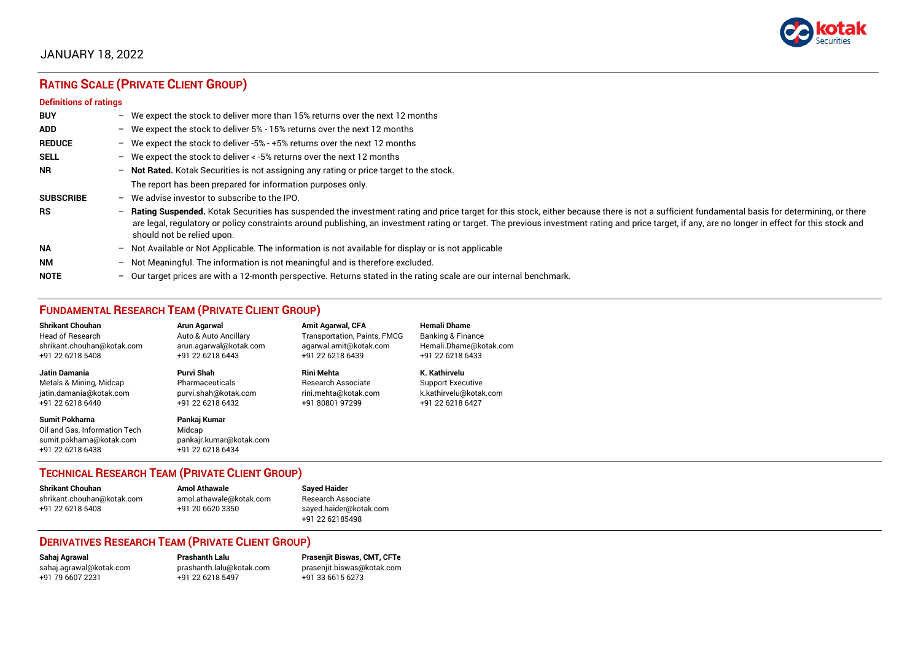JANUARY 18, 2022

## RATING SCALE (PRIVATE CLIENT GROUP)

### Definitions of ratings

**BUY** – We expect the stock to deliver more than 15% returns over the next 12 months

**ADD** – We expect the stock to deliver 5% - 15% returns over the next 12 months

**REDUCE** – We expect the stock to deliver -5% - +5% returns over the next 12 months

**SELL** – We expect the stock to deliver < -5% returns over the next 12 months

**NR** – **Not Rated.** Kotak Securities is not assigning any rating or price target to the stock. The report has been prepared for information purposes only.

**SUBSCRIBE** – We advise investor to subscribe to the IPO.

**RS** – **Rating Suspended.** Kotak Securities has suspended the investment rating and price target for this stock, either because there is not a sufficient fundamental basis for determining, or there are legal, regulatory or policy constraints around publishing, an investment rating or target. The previous investment rating and price target, if any, are no longer in effect for this stock and should not be relied upon.

**NA** – Not Available or Not Applicable. The information is not available for display or is not applicable

**NM** – Not Meaningful. The information is not meaningful and is therefore excluded.

**NOTE** – Our target prices are with a 12-month perspective. Returns stated in the rating scale are our internal benchmark.

## FUNDAMENTAL RESEARCH TEAM (PRIVATE CLIENT GROUP)

**Shrikant Chouhan**
Head of Research
shrikant.chouhan@kotak.com
+91 22 6218 5408

**Arun Agarwal**
Auto & Auto Ancillary
arun.agarwal@kotak.com
+91 22 6218 6443

**Amit Agarwal, CFA**
Transportation, Paints, FMCG
agarwal.amit@kotak.com
+91 22 6218 6439

**Hemali Dhame**
Banking & Finance
Hemali.Dhame@kotak.com
+91 22 6218 6433

**Jatin Damania**
Metals & Mining, Midcap
jatin.damania@kotak.com
+91 22 6218 6440

**Purvi Shah**
Pharmaceuticals
purvi.shah@kotak.com
+91 22 6218 6432

**Rini Mehta**
Research Associate
rini.mehta@kotak.com
+91 80801 97299

**K. Kathirvelu**
Support Executive
k.kathirvelu@kotak.com
+91 22 6218 6427

**Sumit Pokharna**
Oil and Gas, Information Tech
sumit.pokharna@kotak.com
+91 22 6218 6438

**Pankaj Kumar**
Midcap
pankajr.kumar@kotak.com
+91 22 6218 6434

## TECHNICAL RESEARCH TEAM (PRIVATE CLIENT GROUP)

**Shrikant Chouhan**
shrikant.chouhan@kotak.com
+91 22 6218 5408

**Amol Athawale**
amol.athawale@kotak.com
+91 20 6620 3350

**Sayed Haider**
Research Associate
sayed.haider@kotak.com
+91 22 62185498

## DERIVATIVES RESEARCH TEAM (PRIVATE CLIENT GROUP)

**Sahaj Agrawal**
sahaj.agrawal@kotak.com
+91 79 6607 2231

**Prashanth Lalu**
prashanth.lalu@kotak.com
+91 22 6218 5497

**Prasenjit Biswas, CMT, CFTe**
prasenjit.biswas@kotak.com
+91 33 6615 6273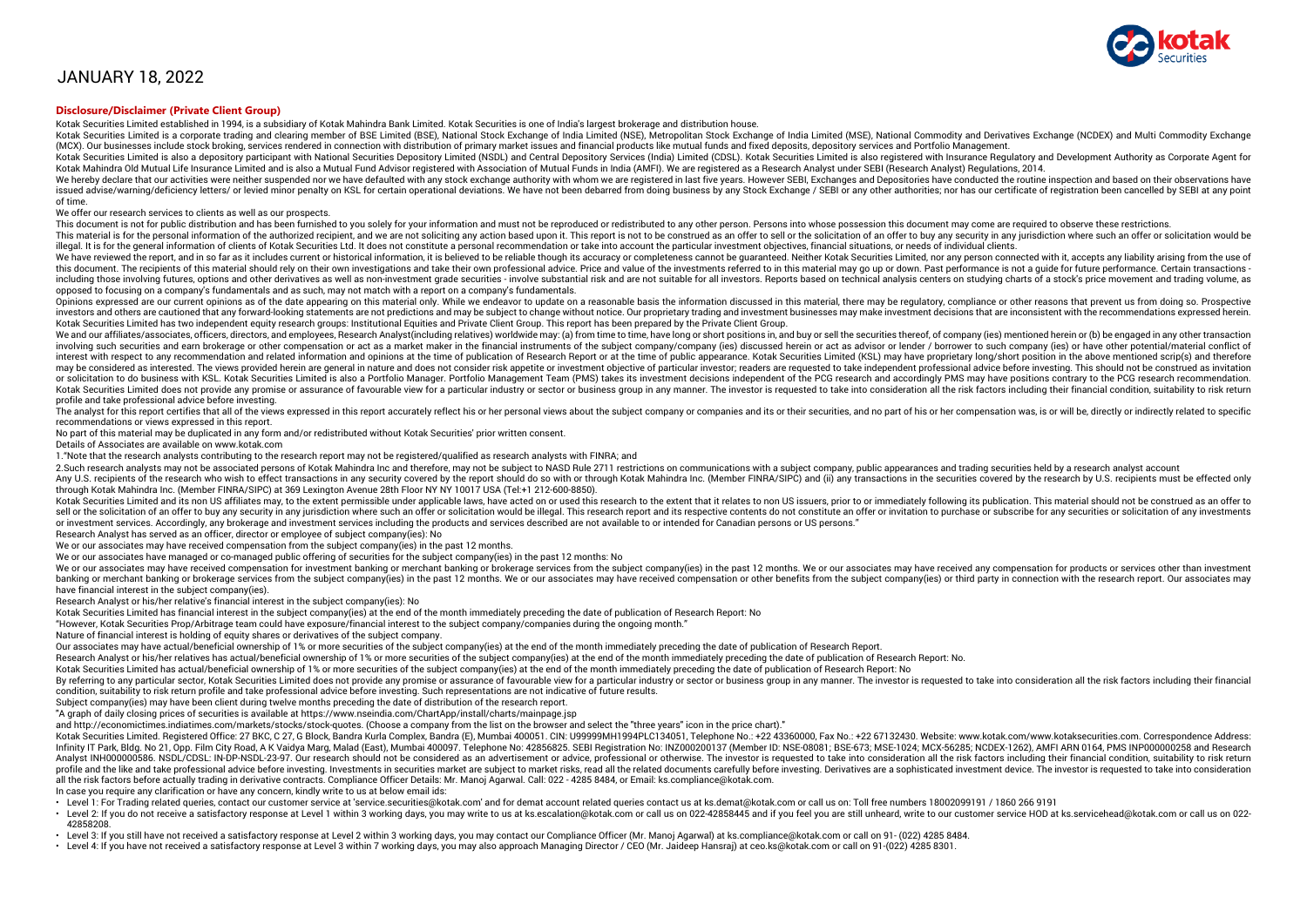JANUARY 18, 2022

### Disclosure/Disclaimer (Private Client Group)

Kotak Securities Limited established in 1994, is a subsidiary of Kotak Mahindra Bank Limited. Kotak Securities is one of India's largest brokerage and distribution house.

Kotak Securities Limited is a corporate trading and clearing member of BSE Limited (BSE), National Stock Exchange of India Limited (NSE), Metropolitan Stock Exchange of India Limited (MSE), National Commodity and Derivatives Exchange (NCDEX) and Multi Commodity Exchange (MCX). Our businesses include stock broking, services rendered in connection with distribution of primary market issues and financial products like mutual funds and fixed deposits, depository services and Portfolio Management.

Kotak Securities Limited is also a depository participant with National Securities Depository Limited (NSDL) and Central Depository Services (India) Limited (CDSL). Kotak Securities Limited is also registered with Insurance Regulatory and Development Authority as Corporate Agent for Kotak Mahindra Old Mutual Life Insurance Limited and is also a Mutual Fund Advisor registered with Association of Mutual Funds in India (AMFI). We are registered as a Research Analyst under SEBI (Research Analyst) Regulations, 2014.

We hereby declare that our activities were neither suspended nor we have defaulted with any stock exchange authority with whom we are registered in last five years. However SEBI, Exchanges and Depositories have conducted the routine inspection and based on their observations have issued advise/warning/deficiency letters/ or levied minor penalty on KSL for certain operational deviations. We have not been debarred from doing business by any Stock Exchange / SEBI or any other authorities; nor has our certificate of registration been cancelled by SEBI at any point of time.

We offer our research services to clients as well as our prospects.

This document is not for public distribution and has been furnished to you solely for your information and must not be reproduced or redistributed to any other person. Persons into whose possession this document may come are required to observe these restrictions.

This material is for the personal information of the authorized recipient, and we are not soliciting any action based upon it. This report is not to be construed as an offer to sell or the solicitation of an offer to buy any security in any jurisdiction where such an offer or solicitation would be illegal. It is for the general information of clients of Kotak Securities Ltd. It does not constitute a personal recommendation or take into account the particular investment objectives, financial situations, or needs of individual clients.

We have reviewed the report, and in so far as it includes current or historical information, it is believed to be reliable though its accuracy or completeness cannot be guaranteed. Neither Kotak Securities Limited, nor any person connected with it, accepts any liability arising from the use of this document. The recipients of this material should rely on their own investigations and take their own professional advice. Price and value of the investments referred to in this material may go up or down. Past performance is not a guide for future performance. Certain transactions - including those involving futures, options and other derivatives as well as non-investment grade securities - involve substantial risk and are not suitable for all investors. Reports based on technical analysis centers on studying charts of a stock's price movement and trading volume, as opposed to focusing on a company's fundamentals and as such, may not match with a report on a company's fundamentals.

Opinions expressed are our current opinions as of the date appearing on this material only. While we endeavor to update on a reasonable basis the information discussed in this material, there may be regulatory, compliance or other reasons that prevent us from doing so. Prospective investors and others are cautioned that any forward-looking statements are not predictions and may be subject to change without notice. Our proprietary trading and investment businesses may make investment decisions that are inconsistent with the recommendations expressed herein. Kotak Securities Limited has two independent equity research groups: Institutional Equities and Private Client Group. This report has been prepared by the Private Client Group.

We and our affiliates/associates, officers, directors, and employees, Research Analyst(including relatives) worldwide may: (a) from time to time, have long or short positions in, and buy or sell the securities thereof, of company (ies) mentioned herein or (b) be engaged in any other transaction involving such securities and earn brokerage or other compensation or act as a market maker in the financial instruments of the subject company/company (ies) discussed herein or act as advisor or lender / borrower to such company (ies) or have other potential/material conflict of interest with respect to any recommendation and related information and opinions at the time of publication of Research Report or at the time of public appearance. Kotak Securities Limited (KSL) may have proprietary long/short position in the above mentioned scrip(s) and therefore may be considered as interested. The views provided herein are general in nature and does not consider risk appetite or investment objective of particular investor; readers are requested to take independent professional advice before investing. This should not be construed as invitation or solicitation to do business with KSL. Kotak Securities Limited is also a Portfolio Manager. Portfolio Management Team (PMS) takes its investment decisions independent of the PCG research and accordingly PMS may have positions contrary to the PCG research recommendation. Kotak Securities Limited does not provide any promise or assurance of favourable view for a particular industry or sector or business group in any manner. The investor is requested to take into consideration all the risk factors including their financial condition, suitability to risk return profile and take professional advice before investing.

The analyst for this report certifies that all of the views expressed in this report accurately reflect his or her personal views about the subject company or companies and its or their securities, and no part of his or her compensation was, is or will be, directly or indirectly related to specific recommendations or views expressed in this report.

No part of this material may be duplicated in any form and/or redistributed without Kotak Securities' prior written consent.

Details of Associates are available on www.kotak.com

1."Note that the research analysts contributing to the research report may not be registered/qualified as research analysts with FINRA; and

2.Such research analysts may not be associated persons of Kotak Mahindra Inc and therefore, may not be subject to NASD Rule 2711 restrictions on communications with a subject company, public appearances and trading securities held by a research analyst account

Any U.S. recipients of the research who wish to effect transactions in any security covered by the report should do so with or through Kotak Mahindra Inc. (Member FINRA/SIPC) and (ii) any transactions in the securities covered by the research by U.S. recipients must be effected only through Kotak Mahindra Inc. (Member FINRA/SIPC) at 369 Lexington Avenue 28th Floor NY NY 10017 USA (Tel:+1 212-600-8850).

Kotak Securities Limited and its non US affiliates may, to the extent permissible under applicable laws, have acted on or used this research to the extent that it relates to non US issuers, prior to or immediately following its publication. This material should not be construed as an offer to sell or the solicitation of an offer to buy any security in any jurisdiction where such an offer or solicitation would be illegal. This research report and its respective contents do not constitute an offer or invitation to purchase or subscribe for any securities or solicitation of any investments or investment services. Accordingly, any brokerage and investment services including the products and services described are not available to or intended for Canadian persons or US persons."

Research Analyst has served as an officer, director or employee of subject company(ies): No

We or our associates may have received compensation from the subject company(ies) in the past 12 months.

We or our associates have managed or co-managed public offering of securities for the subject company(ies) in the past 12 months: No

We or our associates may have received compensation for investment banking or merchant banking or brokerage services from the subject company(ies) in the past 12 months. We or our associates may have received any compensation for products or services other than investment banking or merchant banking or brokerage services from the subject company(ies) in the past 12 months. We or our associates may have received compensation or other benefits from the subject company(ies) or third party in connection with the research report. Our associates may have financial interest in the subject company(ies).

Research Analyst or his/her relative's financial interest in the subject company(ies): No

Kotak Securities Limited has financial interest in the subject company(ies) at the end of the month immediately preceding the date of publication of Research Report: No

"However, Kotak Securities Prop/Arbitrage team could have exposure/financial interest to the subject company/companies during the ongoing month."

Nature of financial interest is holding of equity shares or derivatives of the subject company.

Our associates may have actual/beneficial ownership of 1% or more securities of the subject company(ies) at the end of the month immediately preceding the date of publication of Research Report.

Research Analyst or his/her relatives has actual/beneficial ownership of 1% or more securities of the subject company(ies) at the end of the month immediately preceding the date of publication of Research Report: No.

Kotak Securities Limited has actual/beneficial ownership of 1% or more securities of the subject company(ies) at the end of the month immediately preceding the date of publication of Research Report: No

By referring to any particular sector, Kotak Securities Limited does not provide any promise or assurance of favourable view for a particular industry or sector or business group in any manner. The investor is requested to take into consideration all the risk factors including their financial condition, suitability to risk return profile and take professional advice before investing. Such representations are not indicative of future results.

Subject company(ies) may have been client during twelve months preceding the date of distribution of the research report.

"A graph of daily closing prices of securities is available at https://www.nseindia.com/ChartApp/install/charts/mainpage.jsp

and http://economictimes.indiatimes.com/markets/stocks/stock-quotes. (Choose a company from the list on the browser and select the "three years" icon in the price chart)."

Kotak Securities Limited. Registered Office: 27 BKC, C 27, G Block, Bandra Kurla Complex, Bandra (E), Mumbai 400051. CIN: U99999MH1994PLC134051, Telephone No.: +22 43360000, Fax No.: +22 67132430. Website: www.kotak.com/www.kotaksecurities.com. Correspondence Address: Infinity IT Park, Bldg. No 21, Opp. Film City Road, A K Vaidya Marg, Malad (East), Mumbai 400097. Telephone No: 42856825. SEBI Registration No: INZ000200137 (Member ID: NSE-08081; BSE-673; MSE-1024; MCX-56285; NCDEX-1262), AMFI ARN 0164, PMS INP000000258 and Research Analyst INH000000586. NSDL/CDSL: IN-DP-NSDL-23-97. Our research should not be considered as an advertisement or advice, professional or otherwise. The investor is requested to take into consideration all the risk factors including their financial condition, suitability to risk return profile and the like and take professional advice before investing. Investments in securities market are subject to market risks, read all the related documents carefully before investing. Derivatives are a sophisticated investment device. The investor is requested to take into consideration all the risk factors before actually trading in derivative contracts. Compliance Officer Details: Mr. Manoj Agarwal. Call: 022 - 4285 8484, or Email: ks.compliance@kotak.com.

In case you require any clarification or have any concern, kindly write to us at below email ids:

- Level 1: For Trading related queries, contact our customer service at 'service.securities@kotak.com' and for demat account related queries contact us at ks.demat@kotak.com or call us on: Toll free numbers 18002099191 / 1860 266 9191
- Level 2: If you do not receive a satisfactory response at Level 1 within 3 working days, you may write to us at ks.escalation@kotak.com or call us on 022-42858445 and if you feel you are still unheard, write to our customer service HOD at ks.servicehead@kotak.com or call us on 022-42858208.
- Level 3: If you still have not received a satisfactory response at Level 2 within 3 working days, you may contact our Compliance Officer (Mr. Manoj Agarwal) at ks.compliance@kotak.com or call on 91- (022) 4285 8484.
- Level 4: If you have not received a satisfactory response at Level 3 within 7 working days, you may also approach Managing Director / CEO (Mr. Jaideep Hansraj) at ceo.ks@kotak.com or call on 91-(022) 4285 8301.